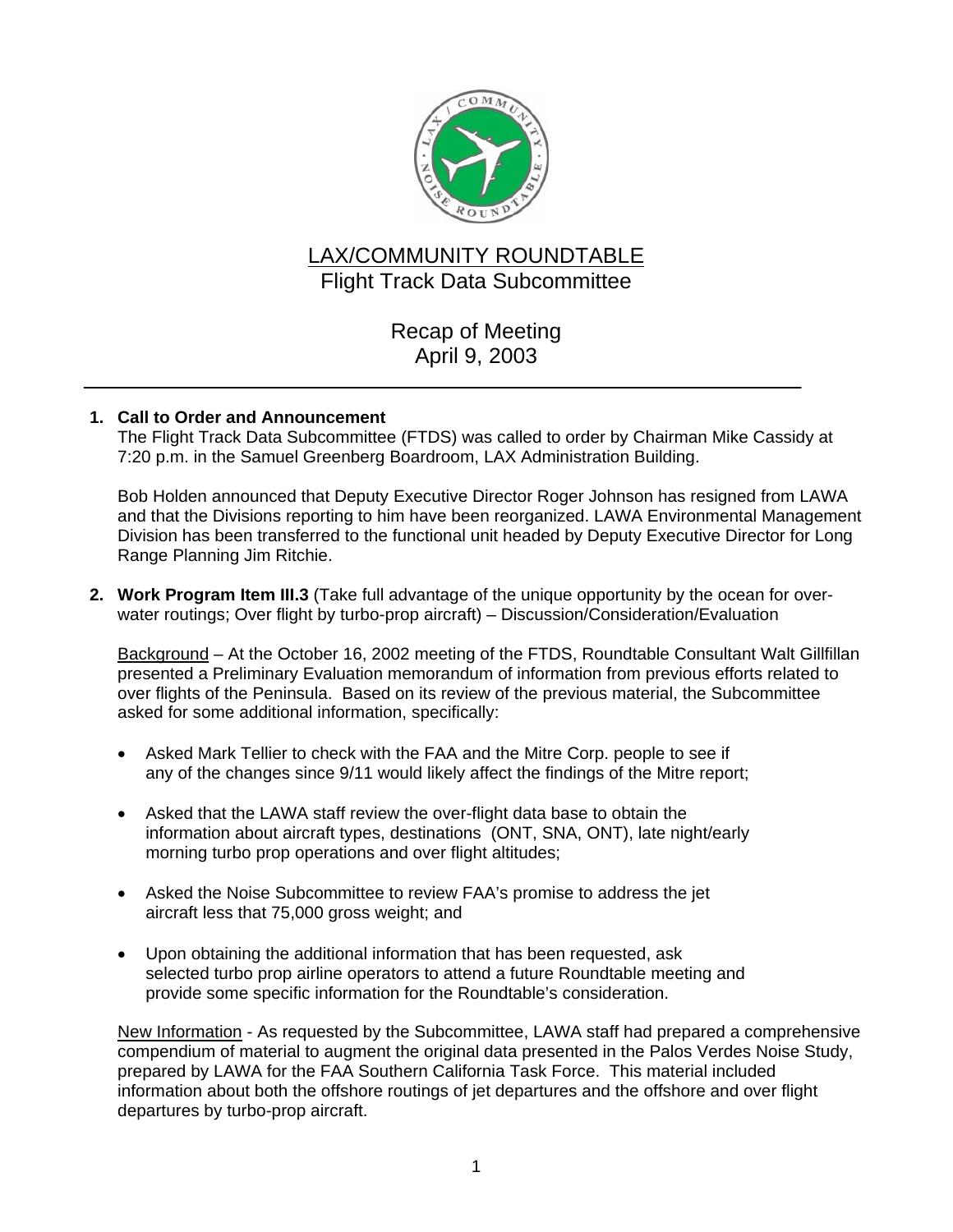# LAX/COMMUNITY ROUNDTABLE

## Flight Track Data Subcommittee

## Recap of Meeting
## April 9, 2003

---

1. **Call to Order and Announcement**
   The Flight Track Data Subcommittee (FTDS) was called to order by Chairman Mike Cassidy at 7:20 p.m. in the Samuel Greenberg Boardroom, LAX Administration Building.

   Bob Holden announced that Deputy Executive Director Roger Johnson has resigned from LAWA and that the Divisions reporting to him have been reorganized. LAWA Environmental Management Division has been transferred to the functional unit headed by Deputy Executive Director for Long Range Planning Jim Ritchie.

2. **Work Program Item III.3** (Take full advantage of the unique opportunity by the ocean for over-water routings; Over flight by turbo-prop aircraft) – Discussion/Consideration/Evaluation

   Background – At the October 16, 2002 meeting of the FTDS, Roundtable Consultant Walt Gillfillan presented a Preliminary Evaluation memorandum of information from previous efforts related to over flights of the Peninsula. Based on its review of the previous material, the Subcommittee asked for some additional information, specifically:

   - Asked Mark Tellier to check with the FAA and the Mitre Corp. people to see if any of the changes since 9/11 would likely affect the findings of the Mitre report;

   - Asked that the LAWA staff review the over-flight data base to obtain the information about aircraft types, destinations (ONT, SNA, ONT), late night/early morning turbo prop operations and over flight altitudes;

   - Asked the Noise Subcommittee to review FAA's promise to address the jet aircraft less that 75,000 gross weight; and

   - Upon obtaining the additional information that has been requested, ask selected turbo prop airline operators to attend a future Roundtable meeting and provide some specific information for the Roundtable's consideration.

   New Information - As requested by the Subcommittee, LAWA staff had prepared a comprehensive compendium of material to augment the original data presented in the Palos Verdes Noise Study, prepared by LAWA for the FAA Southern California Task Force. This material included information about both the offshore routings of jet departures and the offshore and over flight departures by turbo-prop aircraft.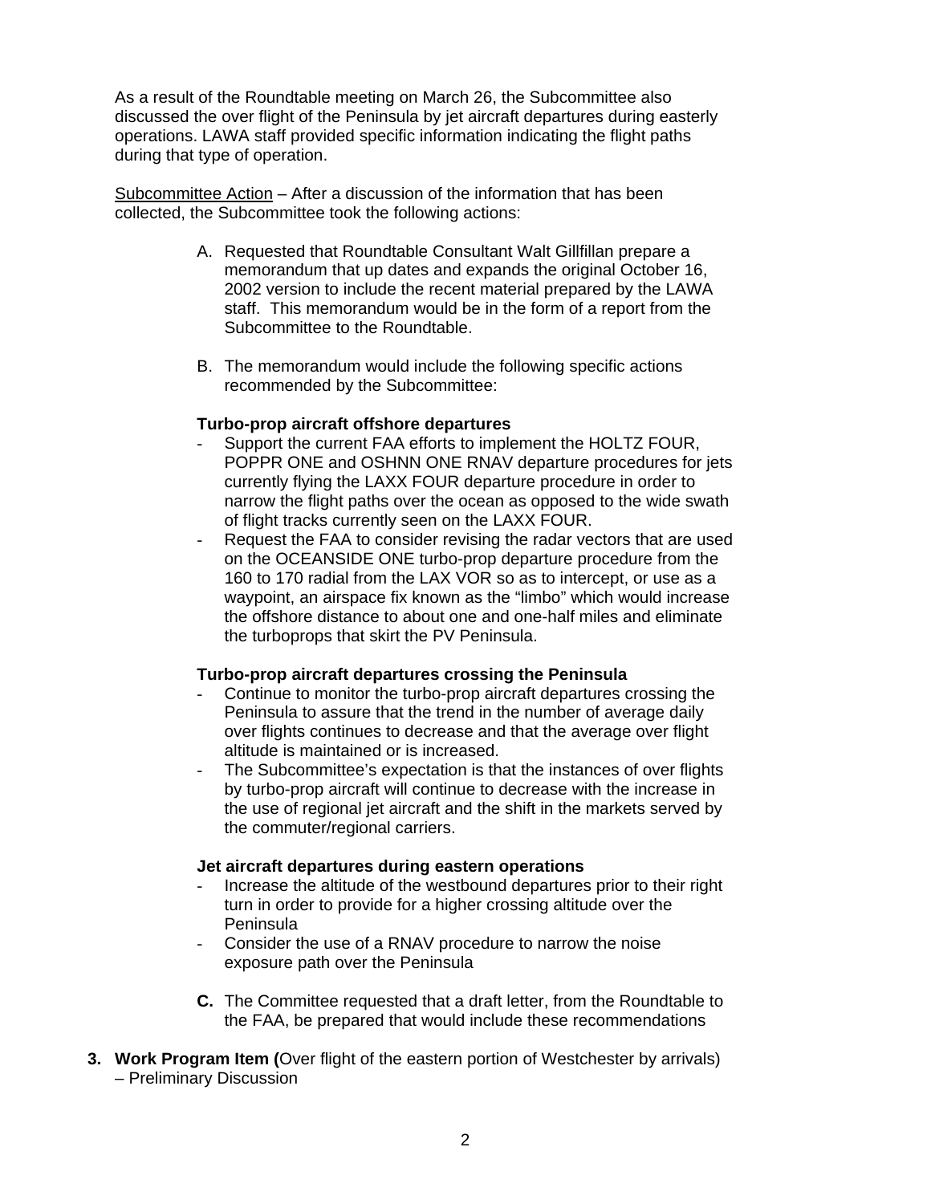As a result of the Roundtable meeting on March 26, the Subcommittee also discussed the over flight of the Peninsula by jet aircraft departures during easterly operations. LAWA staff provided specific information indicating the flight paths during that type of operation.

<u>Subcommittee Action</u> – After a discussion of the information that has been collected, the Subcommittee took the following actions:

A. Requested that Roundtable Consultant Walt Gillfillan prepare a memorandum that up dates and expands the original October 16, 2002 version to include the recent material prepared by the LAWA staff. This memorandum would be in the form of a report from the Subcommittee to the Roundtable.

B. The memorandum would include the following specific actions recommended by the Subcommittee:

**Turbo-prop aircraft offshore departures**

- Support the current FAA efforts to implement the HOLTZ FOUR, POPPR ONE and OSHNN ONE RNAV departure procedures for jets currently flying the LAXX FOUR departure procedure in order to narrow the flight paths over the ocean as opposed to the wide swath of flight tracks currently seen on the LAXX FOUR.
- Request the FAA to consider revising the radar vectors that are used on the OCEANSIDE ONE turbo-prop departure procedure from the 160 to 170 radial from the LAX VOR so as to intercept, or use as a waypoint, an airspace fix known as the "limbo" which would increase the offshore distance to about one and one-half miles and eliminate the turboprops that skirt the PV Peninsula.

**Turbo-prop aircraft departures crossing the Peninsula**

- Continue to monitor the turbo-prop aircraft departures crossing the Peninsula to assure that the trend in the number of average daily over flights continues to decrease and that the average over flight altitude is maintained or is increased.
- The Subcommittee's expectation is that the instances of over flights by turbo-prop aircraft will continue to decrease with the increase in the use of regional jet aircraft and the shift in the markets served by the commuter/regional carriers.

**Jet aircraft departures during eastern operations**

- Increase the altitude of the westbound departures prior to their right turn in order to provide for a higher crossing altitude over the Peninsula
- Consider the use of a RNAV procedure to narrow the noise exposure path over the Peninsula

**C.** The Committee requested that a draft letter, from the Roundtable to the FAA, be prepared that would include these recommendations

**3. Work Program Item (**Over flight of the eastern portion of Westchester by arrivals) – Preliminary Discussion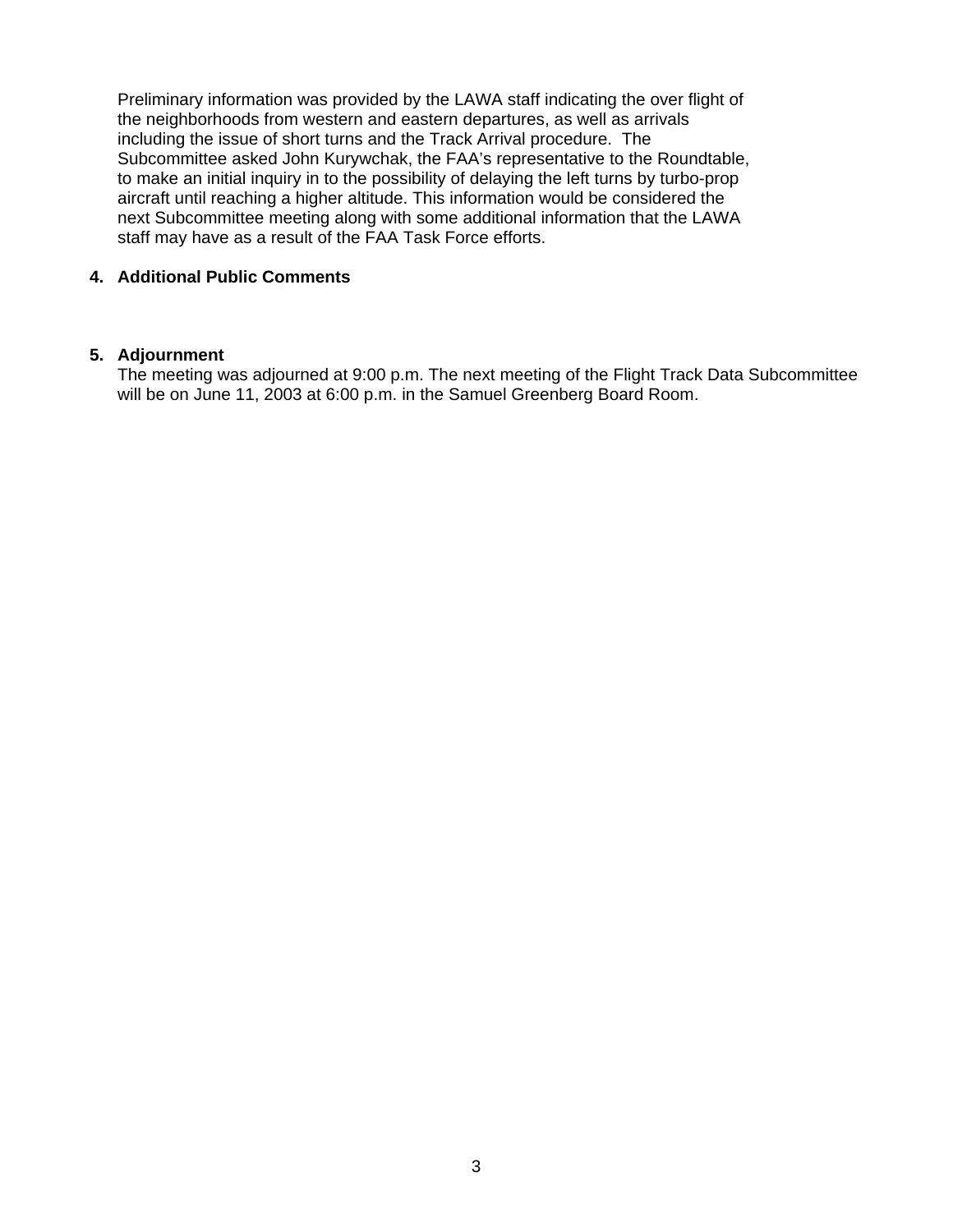Preliminary information was provided by the LAWA staff indicating the over flight of the neighborhoods from western and eastern departures, as well as arrivals including the issue of short turns and the Track Arrival procedure. The Subcommittee asked John Kurywchak, the FAA's representative to the Roundtable, to make an initial inquiry in to the possibility of delaying the left turns by turbo-prop aircraft until reaching a higher altitude. This information would be considered the next Subcommittee meeting along with some additional information that the LAWA staff may have as a result of the FAA Task Force efforts.

**4. Additional Public Comments**

**5. Adjournment**

The meeting was adjourned at 9:00 p.m. The next meeting of the Flight Track Data Subcommittee will be on June 11, 2003 at 6:00 p.m. in the Samuel Greenberg Board Room.